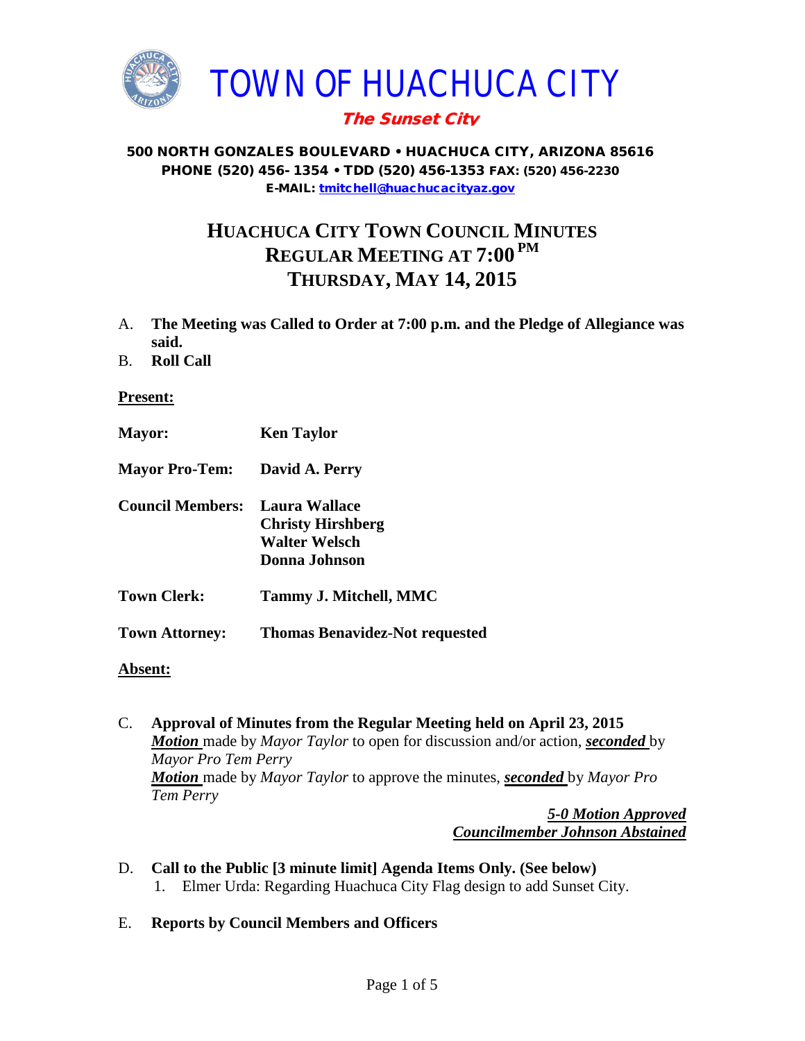# TOWN OF HUACHUCA CITY

***The Sunset City***

**500 NORTH GONZALES BOULEVARD • HUACHUCA CITY, ARIZONA 85616**
**PHONE (520) 456- 1354 • TDD (520) 456-1353 FAX: (520) 456-2230**
**E-MAIL: tmitchell@huachucacityaz.gov**

## HUACHUCA CITY TOWN COUNCIL MINUTES
## REGULAR MEETING AT 7:00 PM
## THURSDAY, MAY 14, 2015

A. **The Meeting was Called to Order at 7:00 p.m. and the Pledge of Allegiance was said.**

B. **Roll Call**

**Present:**

| | |
|---|---|
| **Mayor:** | **Ken Taylor** |
| **Mayor Pro-Tem:** | **David A. Perry** |
| **Council Members:** | **Laura Wallace**<br>**Christy Hirshberg**<br>**Walter Welsch**<br>**Donna Johnson** |
| **Town Clerk:** | **Tammy J. Mitchell, MMC** |
| **Town Attorney:** | **Thomas Benavidez-Not requested** |

**Absent:**

C. **Approval of Minutes from the Regular Meeting held on April 23, 2015**
***Motion*** made by *Mayor Taylor* to open for discussion and/or action, ***seconded*** by *Mayor Pro Tem Perry*
***Motion*** made by *Mayor Taylor* to approve the minutes, ***seconded*** by *Mayor Pro Tem Perry*

***5-0 Motion Approved***
***Councilmember Johnson Abstained***

D. **Call to the Public [3 minute limit] Agenda Items Only. (See below)**
   1. Elmer Urda: Regarding Huachuca City Flag design to add Sunset City.

E. **Reports by Council Members and Officers**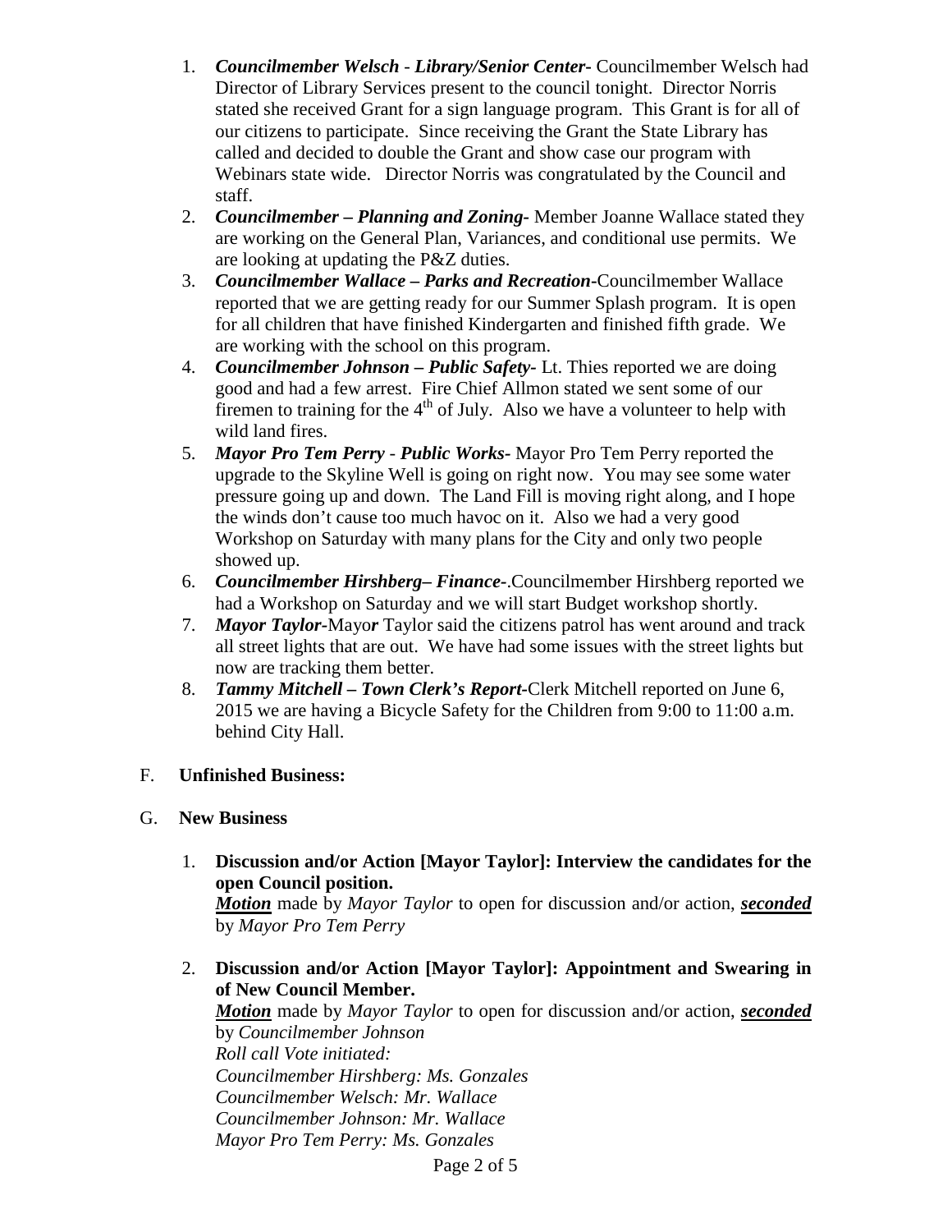1. ***Councilmember Welsch - Library/Senior Center-*** Councilmember Welsch had Director of Library Services present to the council tonight. Director Norris stated she received Grant for a sign language program. This Grant is for all of our citizens to participate. Since receiving the Grant the State Library has called and decided to double the Grant and show case our program with Webinars state wide. Director Norris was congratulated by the Council and staff.
2. ***Councilmember – Planning and Zoning-*** Member Joanne Wallace stated they are working on the General Plan, Variances, and conditional use permits. We are looking at updating the P&Z duties.
3. ***Councilmember Wallace – Parks and Recreation-***Councilmember Wallace reported that we are getting ready for our Summer Splash program. It is open for all children that have finished Kindergarten and finished fifth grade. We are working with the school on this program.
4. ***Councilmember Johnson – Public Safety-*** Lt. Thies reported we are doing good and had a few arrest. Fire Chief Allmon stated we sent some of our firemen to training for the 4th of July. Also we have a volunteer to help with wild land fires.
5. ***Mayor Pro Tem Perry - Public Works-*** Mayor Pro Tem Perry reported the upgrade to the Skyline Well is going on right now. You may see some water pressure going up and down. The Land Fill is moving right along, and I hope the winds don't cause too much havoc on it. Also we had a very good Workshop on Saturday with many plans for the City and only two people showed up.
6. ***Councilmember Hirshberg– Finance-***.Councilmember Hirshberg reported we had a Workshop on Saturday and we will start Budget workshop shortly.
7. ***Mayor Taylor-***Mayo***r*** Taylor said the citizens patrol has went around and track all street lights that are out. We have had some issues with the street lights but now are tracking them better.
8. ***Tammy Mitchell – Town Clerk's Report-***Clerk Mitchell reported on June 6, 2015 we are having a Bicycle Safety for the Children from 9:00 to 11:00 a.m. behind City Hall.

F. **Unfinished Business:**

G. **New Business**

1. **Discussion and/or Action [Mayor Taylor]: Interview the candidates for the open Council position.**
   ***Motion*** made by *Mayor Taylor* to open for discussion and/or action, ***seconded*** by *Mayor Pro Tem Perry*

2. **Discussion and/or Action [Mayor Taylor]: Appointment and Swearing in of New Council Member.**
   ***Motion*** made by *Mayor Taylor* to open for discussion and/or action, ***seconded*** by *Councilmember Johnson*
   *Roll call Vote initiated:*
   *Councilmember Hirshberg: Ms. Gonzales*
   *Councilmember Welsch: Mr. Wallace*
   *Councilmember Johnson: Mr. Wallace*
   *Mayor Pro Tem Perry: Ms. Gonzales*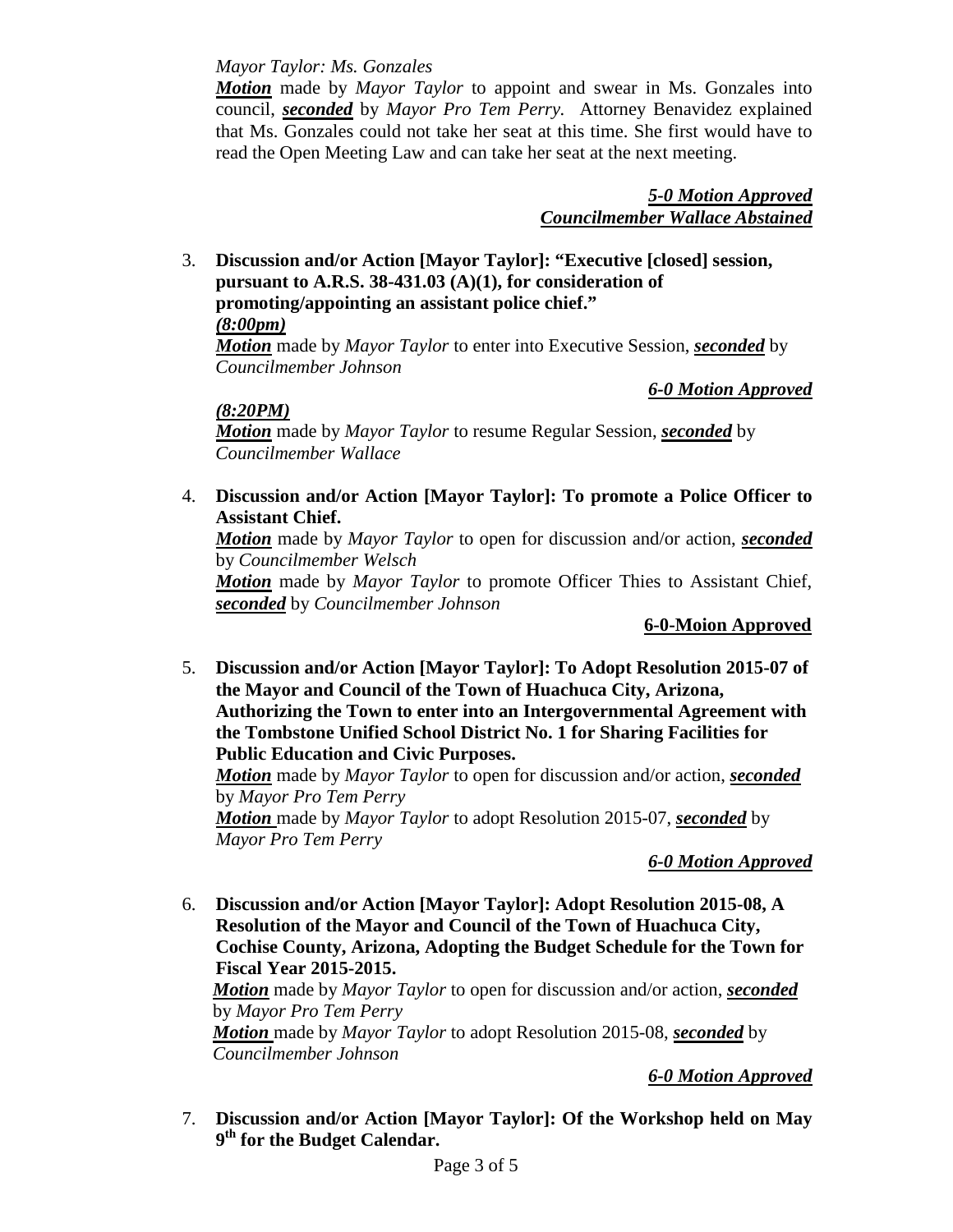*Mayor Taylor: Ms. Gonzales*

***Motion*** made by *Mayor Taylor* to appoint and swear in Ms. Gonzales into council, ***seconded*** by *Mayor Pro Tem Perry.* Attorney Benavidez explained that Ms. Gonzales could not take her seat at this time. She first would have to read the Open Meeting Law and can take her seat at the next meeting.

***5-0 Motion Approved***
***Councilmember Wallace Abstained***

3. **Discussion and/or Action [Mayor Taylor]: "Executive [closed] session, pursuant to A.R.S. 38-431.03 (A)(1), for consideration of promoting/appointing an assistant police chief."**
***(8:00pm)***
***Motion*** made by *Mayor Taylor* to enter into Executive Session, ***seconded*** by *Councilmember Johnson*

***6-0 Motion Approved***

***(8:20PM)***
***Motion*** made by *Mayor Taylor* to resume Regular Session, ***seconded*** by *Councilmember Wallace*

4. **Discussion and/or Action [Mayor Taylor]: To promote a Police Officer to Assistant Chief.**
***Motion*** made by *Mayor Taylor* to open for discussion and/or action, ***seconded*** by *Councilmember Welsch*
***Motion*** made by *Mayor Taylor* to promote Officer Thies to Assistant Chief, ***seconded*** by *Councilmember Johnson*

**6-0-Moion Approved**

5. **Discussion and/or Action [Mayor Taylor]: To Adopt Resolution 2015-07 of the Mayor and Council of the Town of Huachuca City, Arizona, Authorizing the Town to enter into an Intergovernmental Agreement with the Tombstone Unified School District No. 1 for Sharing Facilities for Public Education and Civic Purposes.**
***Motion*** made by *Mayor Taylor* to open for discussion and/or action, ***seconded*** by *Mayor Pro Tem Perry*
***Motion*** made by *Mayor Taylor* to adopt Resolution 2015-07, ***seconded*** by *Mayor Pro Tem Perry*

***6-0 Motion Approved***

6. **Discussion and/or Action [Mayor Taylor]: Adopt Resolution 2015-08, A Resolution of the Mayor and Council of the Town of Huachuca City, Cochise County, Arizona, Adopting the Budget Schedule for the Town for Fiscal Year 2015-2015.**
***Motion*** made by *Mayor Taylor* to open for discussion and/or action, ***seconded*** by *Mayor Pro Tem Perry*
***Motion*** made by *Mayor Taylor* to adopt Resolution 2015-08, ***seconded*** by *Councilmember Johnson*

***6-0 Motion Approved***

7. **Discussion and/or Action [Mayor Taylor]: Of the Workshop held on May 9th for the Budget Calendar.**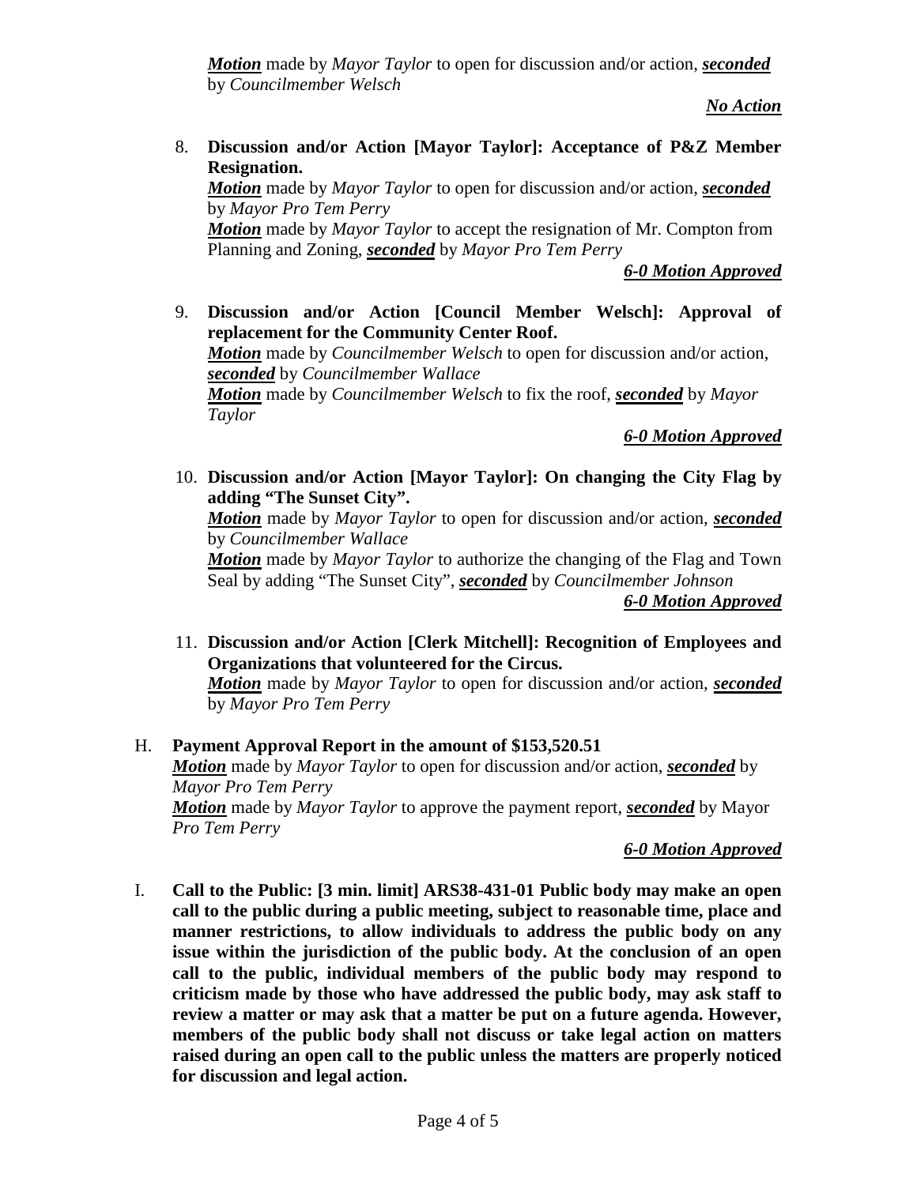***Motion*** made by *Mayor Taylor* to open for discussion and/or action, ***seconded*** by *Councilmember Welsch*

***No Action***

8. **Discussion and/or Action [Mayor Taylor]: Acceptance of P&Z Member Resignation.**
   ***Motion*** made by *Mayor Taylor* to open for discussion and/or action, ***seconded*** by *Mayor Pro Tem Perry*
   ***Motion*** made by *Mayor Taylor* to accept the resignation of Mr. Compton from Planning and Zoning, ***seconded*** by *Mayor Pro Tem Perry*

   ***6-0 Motion Approved***

9. **Discussion and/or Action [Council Member Welsch]: Approval of replacement for the Community Center Roof.**
   ***Motion*** made by *Councilmember Welsch* to open for discussion and/or action, ***seconded*** by *Councilmember Wallace*
   ***Motion*** made by *Councilmember Welsch* to fix the roof, ***seconded*** by *Mayor Taylor*

   ***6-0 Motion Approved***

10. **Discussion and/or Action [Mayor Taylor]: On changing the City Flag by adding "The Sunset City".**
    ***Motion*** made by *Mayor Taylor* to open for discussion and/or action, ***seconded*** by *Councilmember Wallace*
    ***Motion*** made by *Mayor Taylor* to authorize the changing of the Flag and Town Seal by adding "The Sunset City", ***seconded*** by *Councilmember Johnson*

    ***6-0 Motion Approved***

11. **Discussion and/or Action [Clerk Mitchell]: Recognition of Employees and Organizations that volunteered for the Circus.**
    ***Motion*** made by *Mayor Taylor* to open for discussion and/or action, ***seconded*** by *Mayor Pro Tem Perry*

H. **Payment Approval Report in the amount of $153,520.51**
   ***Motion*** made by *Mayor Taylor* to open for discussion and/or action, ***seconded*** by *Mayor Pro Tem Perry*
   ***Motion*** made by *Mayor Taylor* to approve the payment report, ***seconded*** by Mayor *Pro Tem Perry*

   ***6-0 Motion Approved***

I. **Call to the Public: [3 min. limit] ARS38-431-01 Public body may make an open call to the public during a public meeting, subject to reasonable time, place and manner restrictions, to allow individuals to address the public body on any issue within the jurisdiction of the public body. At the conclusion of an open call to the public, individual members of the public body may respond to criticism made by those who have addressed the public body, may ask staff to review a matter or may ask that a matter be put on a future agenda. However, members of the public body shall not discuss or take legal action on matters raised during an open call to the public unless the matters are properly noticed for discussion and legal action.**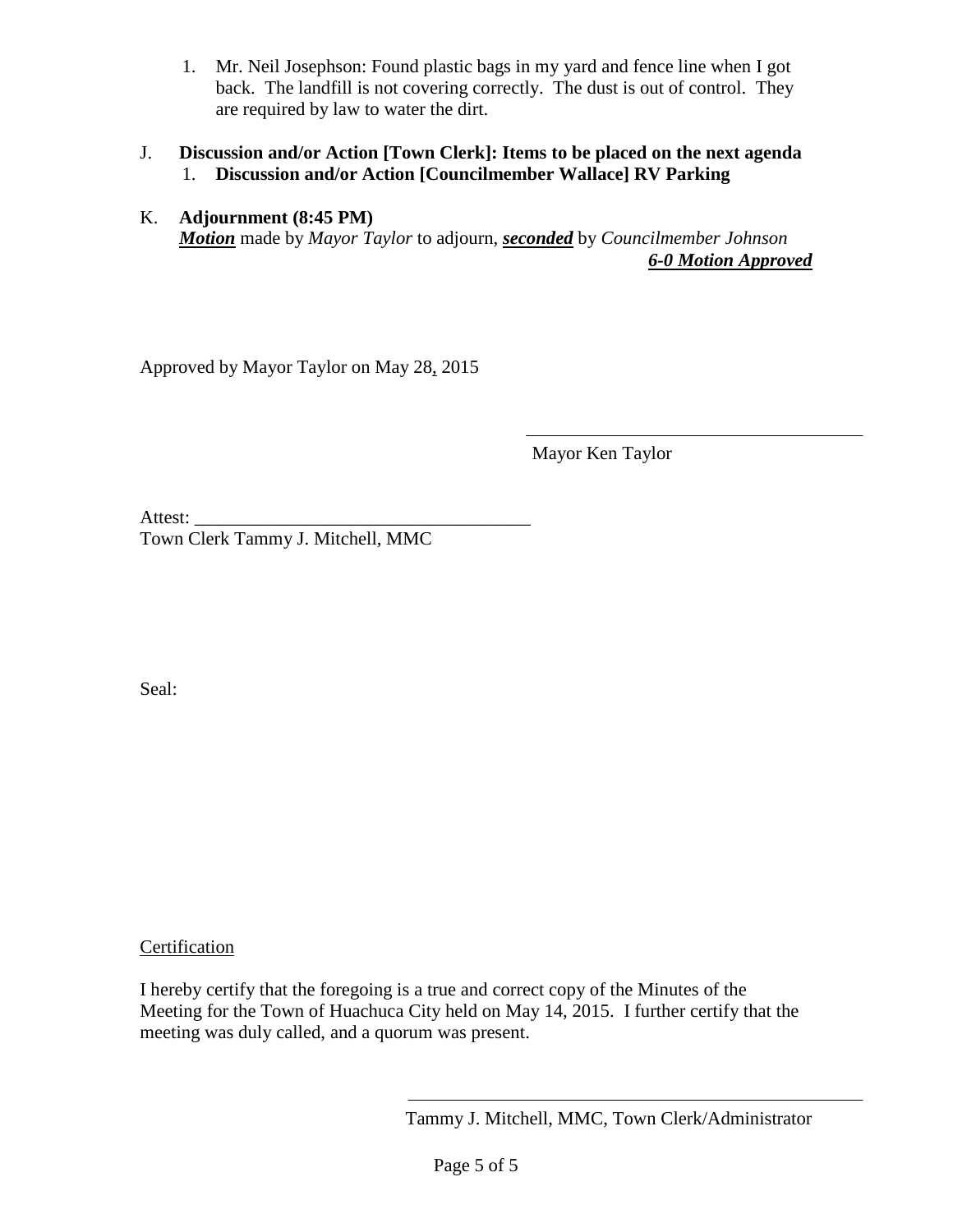1. Mr. Neil Josephson: Found plastic bags in my yard and fence line when I got back. The landfill is not covering correctly. The dust is out of control. They are required by law to water the dirt.

J. **Discussion and/or Action [Town Clerk]: Items to be placed on the next agenda**
   1. **Discussion and/or Action [Councilmember Wallace] RV Parking**

K. **Adjournment (8:45 PM)**
***Motion*** made by *Mayor Taylor* to adjourn, ***seconded*** by *Councilmember Johnson*
***6-0 Motion Approved***

Approved by Mayor Taylor on May 28, 2015

\_\_\_\_\_\_\_\_\_\_\_\_\_\_\_\_\_\_\_\_\_\_\_\_\_\_\_\_\_\_\_\_\_\_\_\_\_\_
Mayor Ken Taylor

Attest: \_\_\_\_\_\_\_\_\_\_\_\_\_\_\_\_\_\_\_\_\_\_\_\_\_\_\_\_\_\_\_\_\_\_\_\_\_\_
Town Clerk Tammy J. Mitchell, MMC

Seal:

Certification

I hereby certify that the foregoing is a true and correct copy of the Minutes of the Meeting for the Town of Huachuca City held on May 14, 2015. I further certify that the meeting was duly called, and a quorum was present.

\_\_\_\_\_\_\_\_\_\_\_\_\_\_\_\_\_\_\_\_\_\_\_\_\_\_\_\_\_\_\_\_\_\_\_\_\_\_\_\_\_\_\_\_\_\_\_\_\_\_
Tammy J. Mitchell, MMC, Town Clerk/Administrator